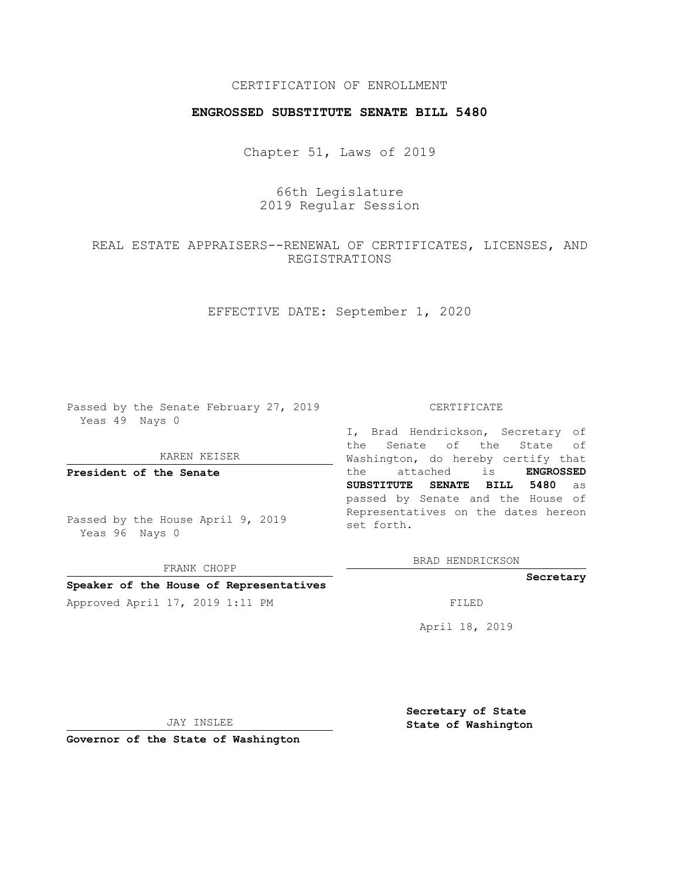CERTIFICATION OF ENROLLMENT

**ENGROSSED SUBSTITUTE SENATE BILL 5480**

Chapter 51, Laws of 2019

66th Legislature
2019 Regular Session

REAL ESTATE APPRAISERS--RENEWAL OF CERTIFICATES, LICENSES, AND REGISTRATIONS

EFFECTIVE DATE: September 1, 2020

Passed by the Senate February 27, 2019
Yeas 49 Nays 0

KAREN KEISER

**President of the Senate**

Passed by the House April 9, 2019
Yeas 96 Nays 0

FRANK CHOPP

**Speaker of the House of Representatives**

Approved April 17, 2019 1:11 PM

JAY INSLEE

**Governor of the State of Washington**

CERTIFICATE

I, Brad Hendrickson, Secretary of the Senate of the State of Washington, do hereby certify that the attached is **ENGROSSED SUBSTITUTE SENATE BILL 5480** as passed by Senate and the House of Representatives on the dates hereon set forth.

BRAD HENDRICKSON

**Secretary**

FILED

April 18, 2019

**Secretary of State**
**State of Washington**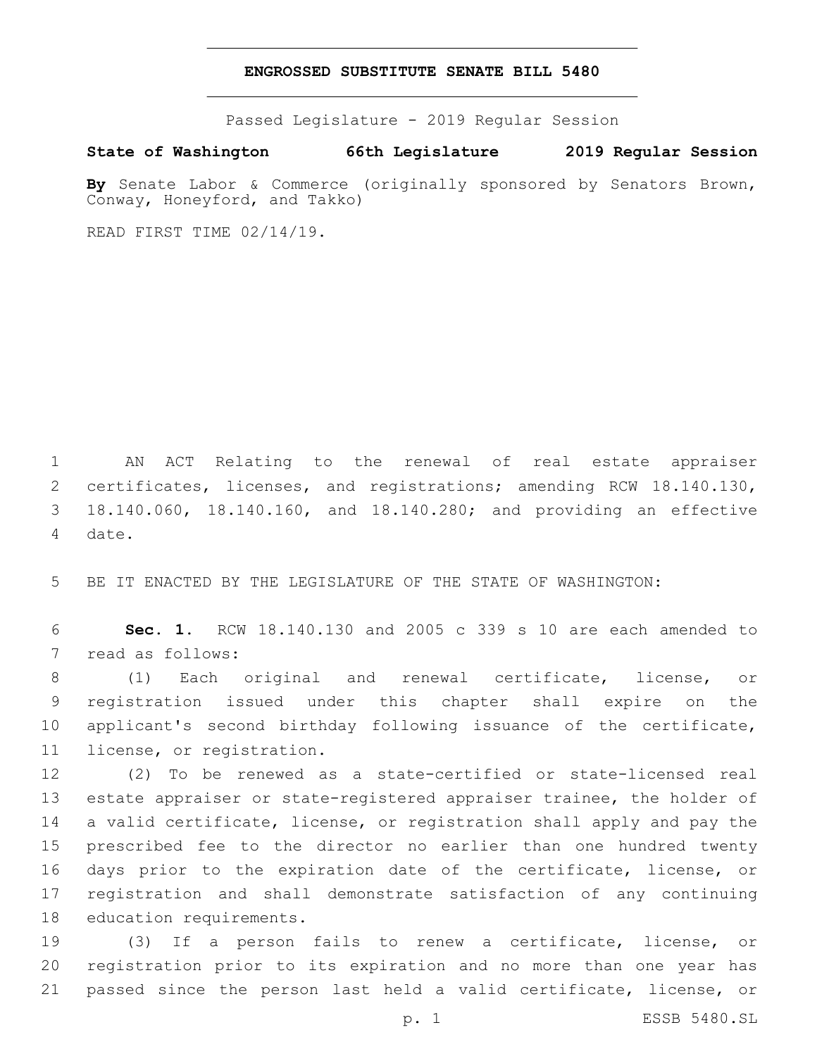**ENGROSSED SUBSTITUTE SENATE BILL 5480**

Passed Legislature - 2019 Regular Session

**State of Washington 66th Legislature 2019 Regular Session**

**By** Senate Labor & Commerce (originally sponsored by Senators Brown, Conway, Honeyford, and Takko)

READ FIRST TIME 02/14/19.

AN ACT Relating to the renewal of real estate appraiser certificates, licenses, and registrations; amending RCW 18.140.130, 18.140.060, 18.140.160, and 18.140.280; and providing an effective date.

BE IT ENACTED BY THE LEGISLATURE OF THE STATE OF WASHINGTON:

**Sec. 1.** RCW 18.140.130 and 2005 c 339 s 10 are each amended to read as follows:

(1) Each original and renewal certificate, license, or registration issued under this chapter shall expire on the applicant's second birthday following issuance of the certificate, license, or registration.

(2) To be renewed as a state-certified or state-licensed real estate appraiser or state-registered appraiser trainee, the holder of a valid certificate, license, or registration shall apply and pay the prescribed fee to the director no earlier than one hundred twenty days prior to the expiration date of the certificate, license, or registration and shall demonstrate satisfaction of any continuing education requirements.

(3) If a person fails to renew a certificate, license, or registration prior to its expiration and no more than one year has passed since the person last held a valid certificate, license, or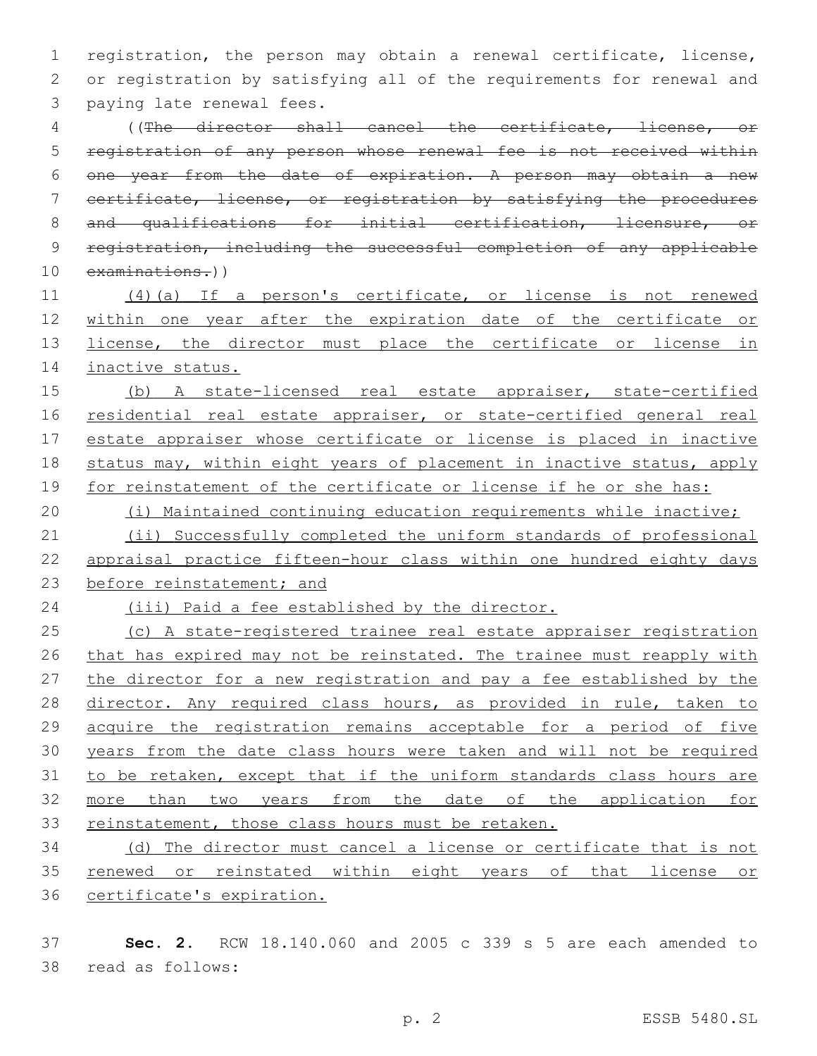registration, the person may obtain a renewal certificate, license, or registration by satisfying all of the requirements for renewal and paying late renewal fees.

((~~The director shall cancel the certificate, license, or registration of any person whose renewal fee is not received within one year from the date of expiration. A person may obtain a new certificate, license, or registration by satisfying the procedures and qualifications for initial certification, licensure, or registration, including the successful completion of any applicable examinations.~~))

<u>(4)(a) If a person's certificate, or license is not renewed within one year after the expiration date of the certificate or license, the director must place the certificate or license in inactive status.</u>

<u>(b) A state-licensed real estate appraiser, state-certified residential real estate appraiser, or state-certified general real estate appraiser whose certificate or license is placed in inactive status may, within eight years of placement in inactive status, apply for reinstatement of the certificate or license if he or she has:</u>

<u>(i) Maintained continuing education requirements while inactive;</u>

<u>(ii) Successfully completed the uniform standards of professional appraisal practice fifteen-hour class within one hundred eighty days before reinstatement; and</u>

<u>(iii) Paid a fee established by the director.</u>

<u>(c) A state-registered trainee real estate appraiser registration that has expired may not be reinstated. The trainee must reapply with the director for a new registration and pay a fee established by the director. Any required class hours, as provided in rule, taken to acquire the registration remains acceptable for a period of five years from the date class hours were taken and will not be required to be retaken, except that if the uniform standards class hours are more than two years from the date of the application for reinstatement, those class hours must be retaken.</u>

<u>(d) The director must cancel a license or certificate that is not renewed or reinstated within eight years of that license or certificate's expiration.</u>

**Sec. 2.** RCW 18.140.060 and 2005 c 339 s 5 are each amended to read as follows: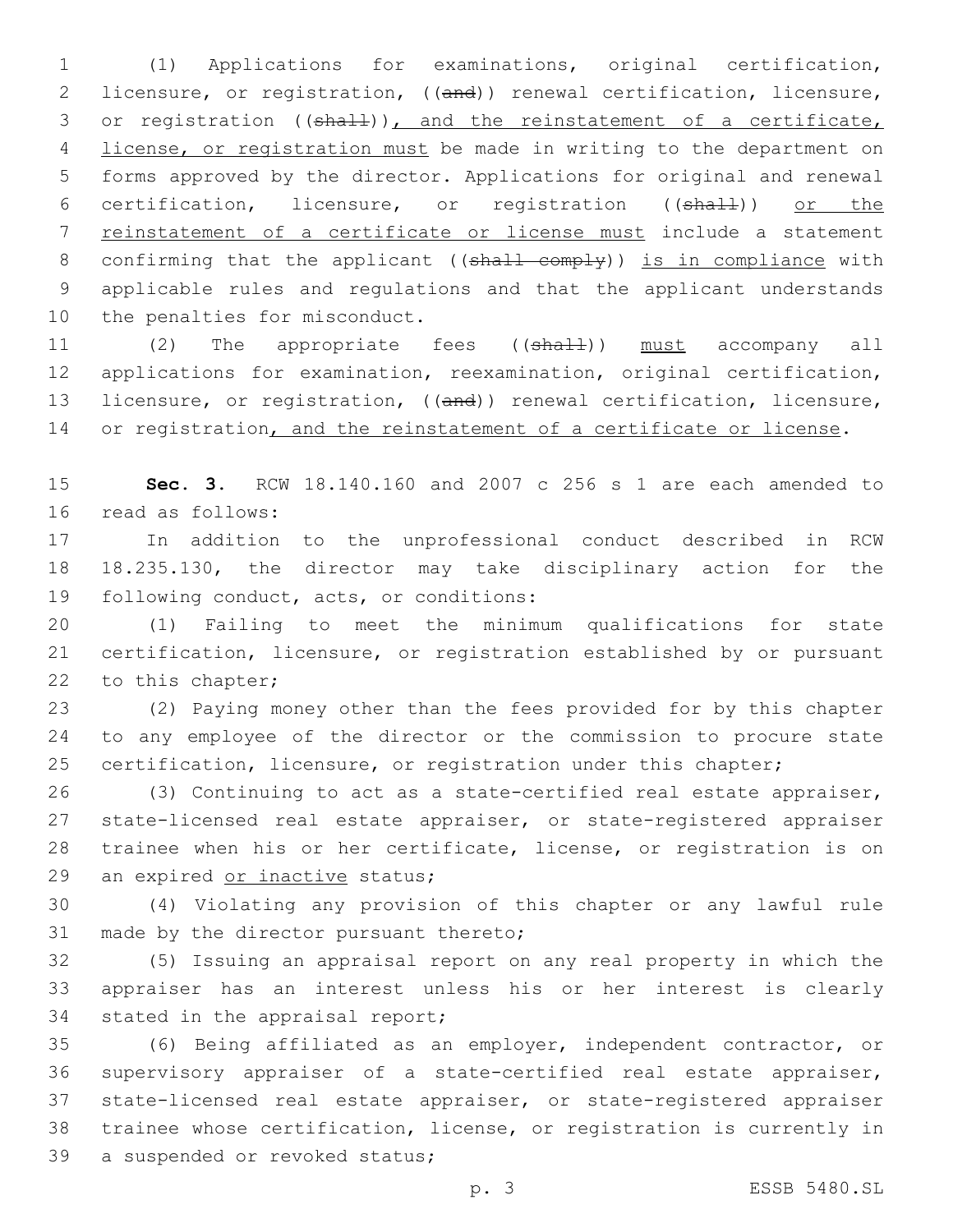(1) Applications for examinations, original certification, licensure, or registration, ((~~and~~)) renewal certification, licensure, or registration ((~~shall~~)), and the reinstatement of a certificate, license, or registration must be made in writing to the department on forms approved by the director. Applications for original and renewal certification, licensure, or registration ((~~shall~~)) or the reinstatement of a certificate or license must include a statement confirming that the applicant ((~~shall comply~~)) is in compliance with applicable rules and regulations and that the applicant understands the penalties for misconduct.

(2) The appropriate fees ((~~shall~~)) must accompany all applications for examination, reexamination, original certification, licensure, or registration, ((~~and~~)) renewal certification, licensure, or registration, and the reinstatement of a certificate or license.

**Sec. 3.** RCW 18.140.160 and 2007 c 256 s 1 are each amended to read as follows:

In addition to the unprofessional conduct described in RCW 18.235.130, the director may take disciplinary action for the following conduct, acts, or conditions:

(1) Failing to meet the minimum qualifications for state certification, licensure, or registration established by or pursuant to this chapter;

(2) Paying money other than the fees provided for by this chapter to any employee of the director or the commission to procure state certification, licensure, or registration under this chapter;

(3) Continuing to act as a state-certified real estate appraiser, state-licensed real estate appraiser, or state-registered appraiser trainee when his or her certificate, license, or registration is on an expired or inactive status;

(4) Violating any provision of this chapter or any lawful rule made by the director pursuant thereto;

(5) Issuing an appraisal report on any real property in which the appraiser has an interest unless his or her interest is clearly stated in the appraisal report;

(6) Being affiliated as an employer, independent contractor, or supervisory appraiser of a state-certified real estate appraiser, state-licensed real estate appraiser, or state-registered appraiser trainee whose certification, license, or registration is currently in a suspended or revoked status;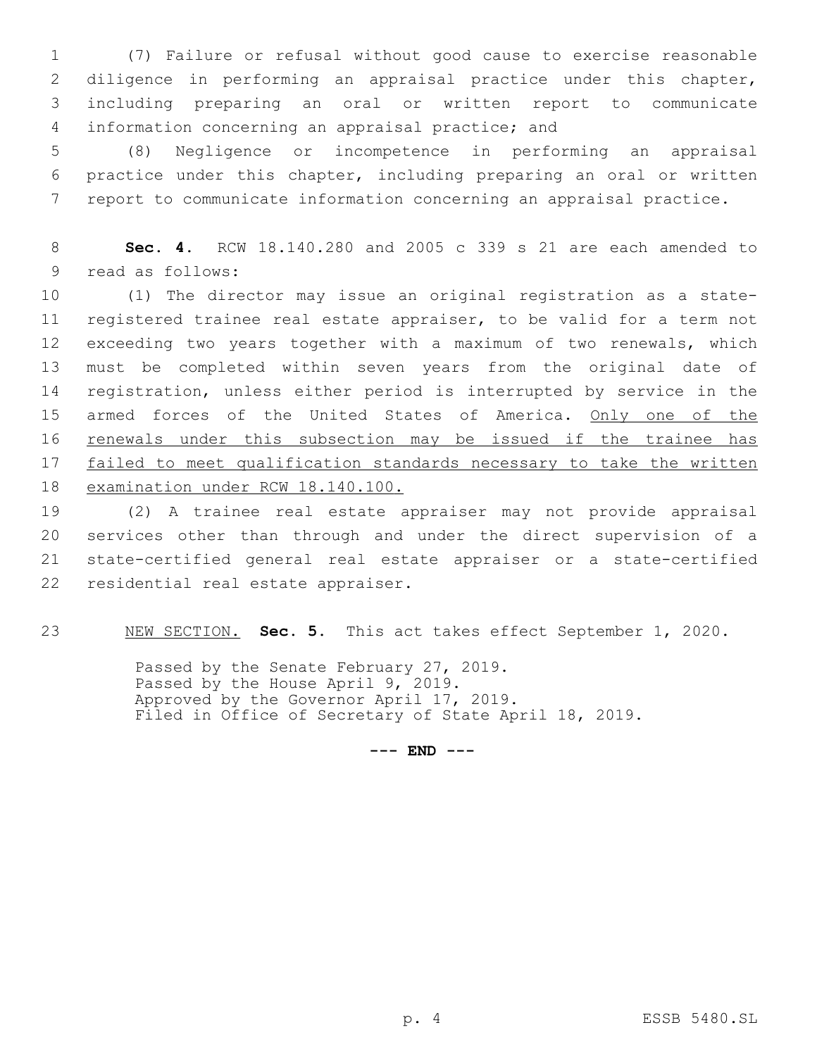(7) Failure or refusal without good cause to exercise reasonable diligence in performing an appraisal practice under this chapter, including preparing an oral or written report to communicate information concerning an appraisal practice; and

(8) Negligence or incompetence in performing an appraisal practice under this chapter, including preparing an oral or written report to communicate information concerning an appraisal practice.

**Sec. 4.** RCW 18.140.280 and 2005 c 339 s 21 are each amended to read as follows:

(1) The director may issue an original registration as a state-registered trainee real estate appraiser, to be valid for a term not exceeding two years together with a maximum of two renewals, which must be completed within seven years from the original date of registration, unless either period is interrupted by service in the armed forces of the United States of America. <u>Only one of the renewals under this subsection may be issued if the trainee has failed to meet qualification standards necessary to take the written examination under RCW 18.140.100.</u>

(2) A trainee real estate appraiser may not provide appraisal services other than through and under the direct supervision of a state-certified general real estate appraiser or a state-certified residential real estate appraiser.

<u>NEW SECTION.</u> **Sec. 5.** This act takes effect September 1, 2020.

Passed by the Senate February 27, 2019.
Passed by the House April 9, 2019.
Approved by the Governor April 17, 2019.
Filed in Office of Secretary of State April 18, 2019.

**--- END ---**